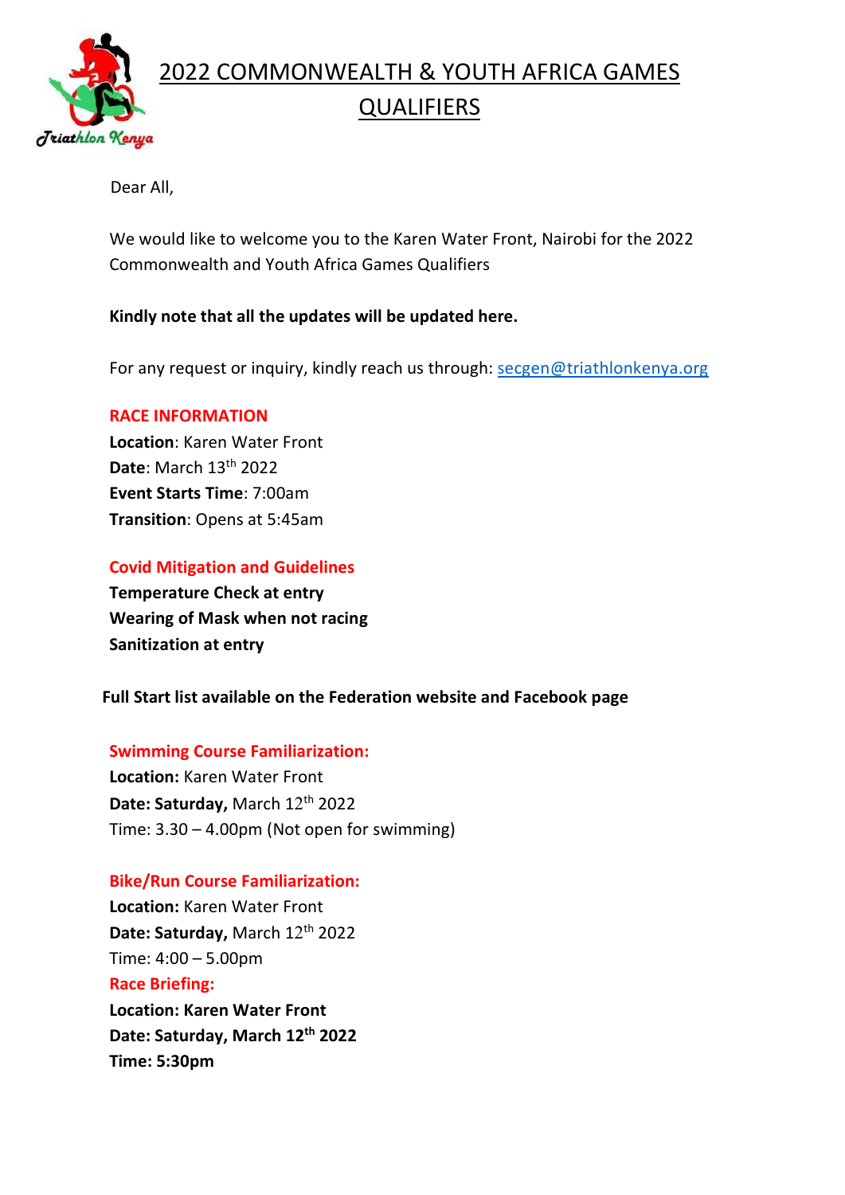# 2022 COMMONWEALTH & YOUTH AFRICA GAMES QUALIFIERS

Dear All,

We would like to welcome you to the Karen Water Front, Nairobi for the 2022 Commonwealth and Youth Africa Games Qualifiers

**Kindly note that all the updates will be updated here.**

For any request or inquiry, kindly reach us through: secgen@triathlonkenya.org

**RACE INFORMATION**

**Location**: Karen Water Front
**Date**: March 13th 2022
**Event Starts Time**: 7:00am
**Transition**: Opens at 5:45am

**Covid Mitigation and Guidelines**

**Temperature Check at entry**
**Wearing of Mask when not racing**
**Sanitization at entry**

**Full Start list available on the Federation website and Facebook page**

**Swimming Course Familiarization:**

**Location:** Karen Water Front
**Date: Saturday,** March 12th 2022
Time: 3.30 – 4.00pm (Not open for swimming)

**Bike/Run Course Familiarization:**

**Location:** Karen Water Front
**Date: Saturday,** March 12th 2022
Time: 4:00 – 5.00pm

**Race Briefing:**

**Location: Karen Water Front**
**Date: Saturday, March 12th 2022**
**Time: 5:30pm**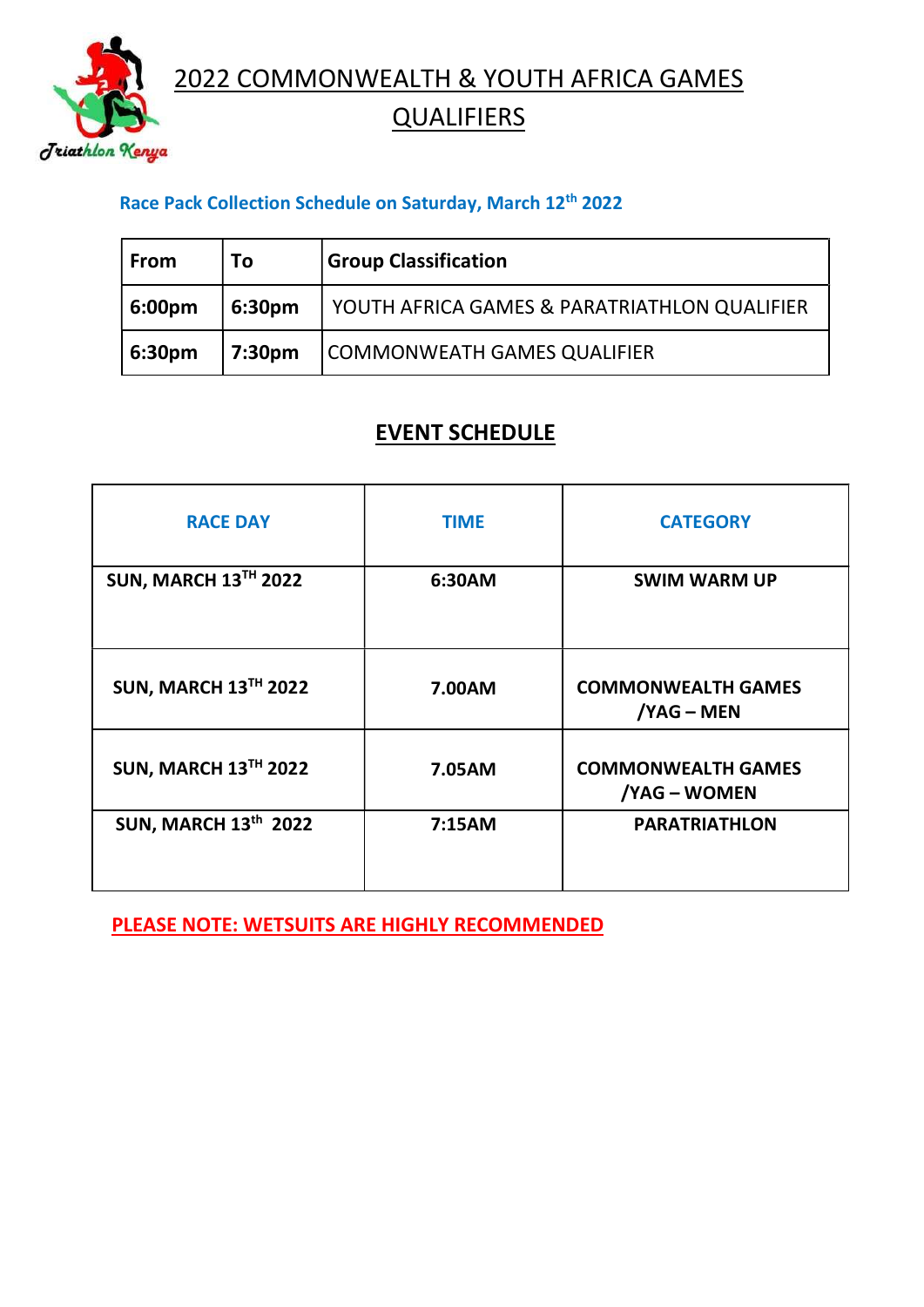# 2022 COMMONWEALTH & YOUTH AFRICA GAMES QUALIFIERS

**Race Pack Collection Schedule on Saturday, March 12th 2022**

| From | To | Group Classification |
| --- | --- | --- |
| 6:00pm | 6:30pm | YOUTH AFRICA GAMES & PARATRIATHLON QUALIFIER |
| 6:30pm | 7:30pm | COMMONWEATH GAMES QUALIFIER |

## EVENT SCHEDULE

| RACE DAY | TIME | CATEGORY |
| --- | --- | --- |
| SUN, MARCH 13TH 2022 | 6:30AM | SWIM WARM UP |
| SUN, MARCH 13TH 2022 | 7.00AM | COMMONWEALTH GAMES /YAG – MEN |
| SUN, MARCH 13TH 2022 | 7.05AM | COMMONWEALTH GAMES /YAG – WOMEN |
| SUN, MARCH 13th 2022 | 7:15AM | PARATRIATHLON |

**PLEASE NOTE: WETSUITS ARE HIGHLY RECOMMENDED**